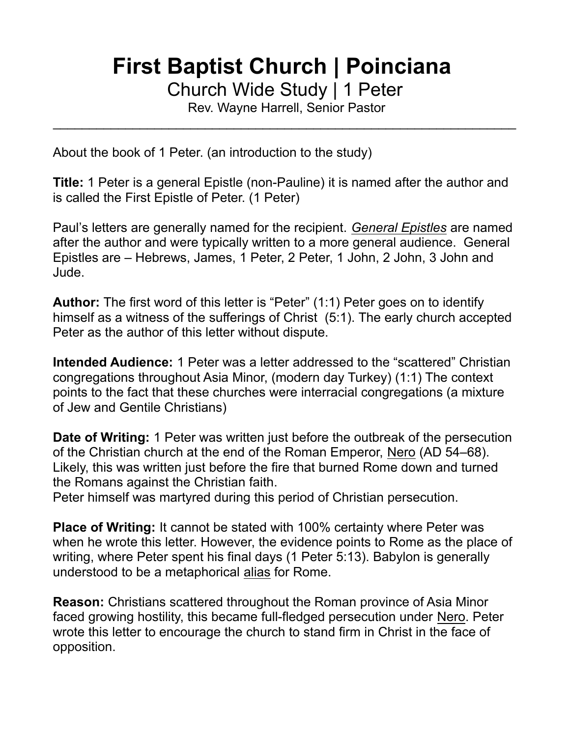# First Baptist Church | Poinciana

## Church Wide Study | 1 Peter

Rev. Wayne Harrell, Senior Pastor

---

About the book of 1 Peter. (an introduction to the study)

**Title:** 1 Peter is a general Epistle (non-Pauline) it is named after the author and is called the First Epistle of Peter. (1 Peter)

Paul's letters are generally named for the recipient. *General Epistles* are named after the author and were typically written to a more general audience. General Epistles are – Hebrews, James, 1 Peter, 2 Peter, 1 John, 2 John, 3 John and Jude.

**Author:** The first word of this letter is "Peter" (1:1) Peter goes on to identify himself as a witness of the sufferings of Christ (5:1). The early church accepted Peter as the author of this letter without dispute.

**Intended Audience:** 1 Peter was a letter addressed to the "scattered" Christian congregations throughout Asia Minor, (modern day Turkey) (1:1) The context points to the fact that these churches were interracial congregations (a mixture of Jew and Gentile Christians)

**Date of Writing:** 1 Peter was written just before the outbreak of the persecution of the Christian church at the end of the Roman Emperor, Nero (AD 54–68). Likely, this was written just before the fire that burned Rome down and turned the Romans against the Christian faith.
Peter himself was martyred during this period of Christian persecution.

**Place of Writing:** It cannot be stated with 100% certainty where Peter was when he wrote this letter. However, the evidence points to Rome as the place of writing, where Peter spent his final days (1 Peter 5:13). Babylon is generally understood to be a metaphorical alias for Rome.

**Reason:** Christians scattered throughout the Roman province of Asia Minor faced growing hostility, this became full-fledged persecution under Nero. Peter wrote this letter to encourage the church to stand firm in Christ in the face of opposition.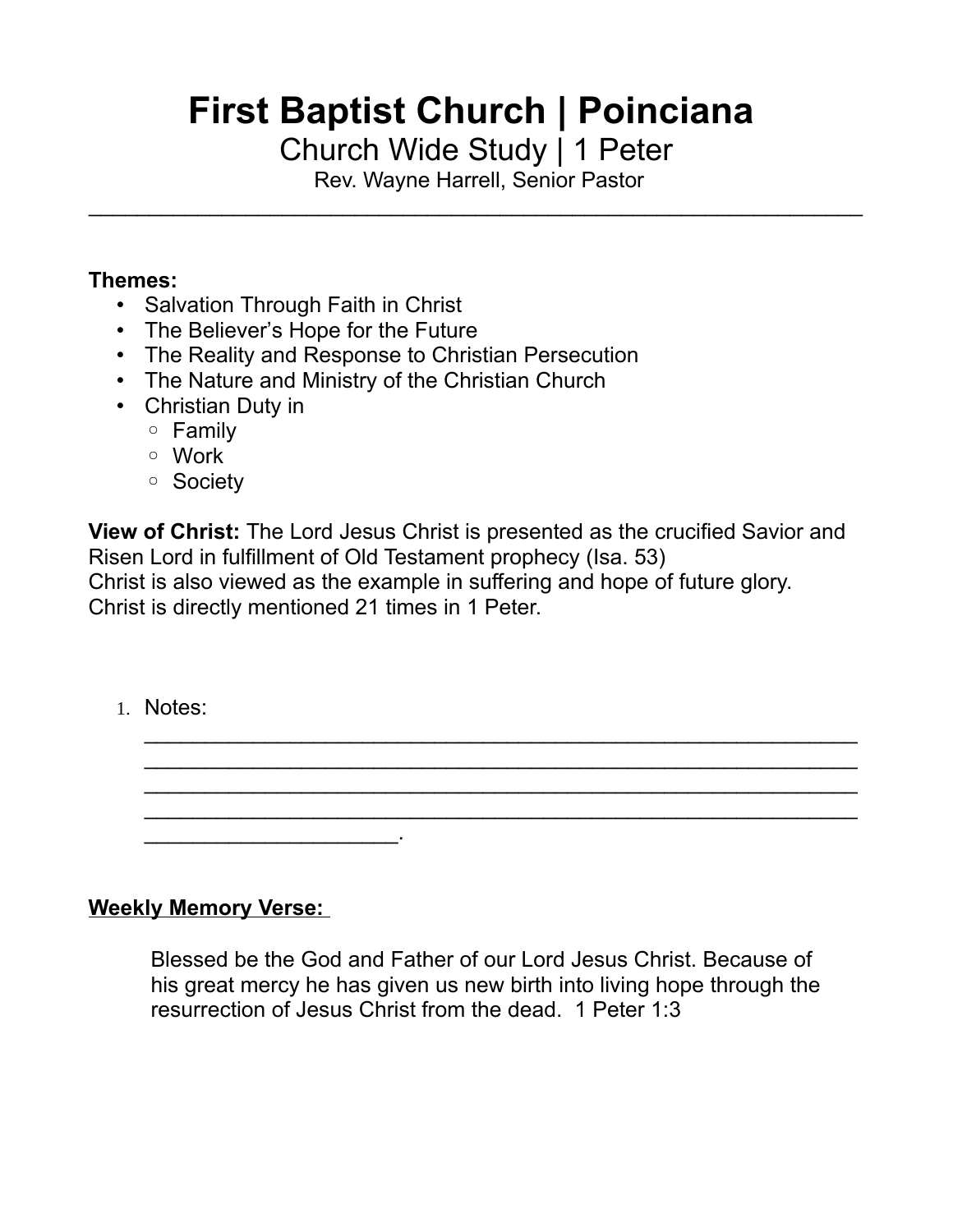# First Baptist Church | Poinciana

## Church Wide Study | 1 Peter

Rev. Wayne Harrell, Senior Pastor

---

**Themes:**

- Salvation Through Faith in Christ
- The Believer's Hope for the Future
- The Reality and Response to Christian Persecution
- The Nature and Ministry of the Christian Church
- Christian Duty in
  - Family
  - Work
  - Society

**View of Christ:** The Lord Jesus Christ is presented as the crucified Savior and Risen Lord in fulfillment of Old Testament prophecy (Isa. 53)
Christ is also viewed as the example in suffering and hope of future glory.
Christ is directly mentioned 21 times in 1 Peter.

1. Notes: ______________________________________________________________
______________________________________________________________
______________________________________________________________
______________________________________________________________
______________________.

**Weekly Memory Verse:**

> Blessed be the God and Father of our Lord Jesus Christ. Because of his great mercy he has given us new birth into living hope through the resurrection of Jesus Christ from the dead. 1 Peter 1:3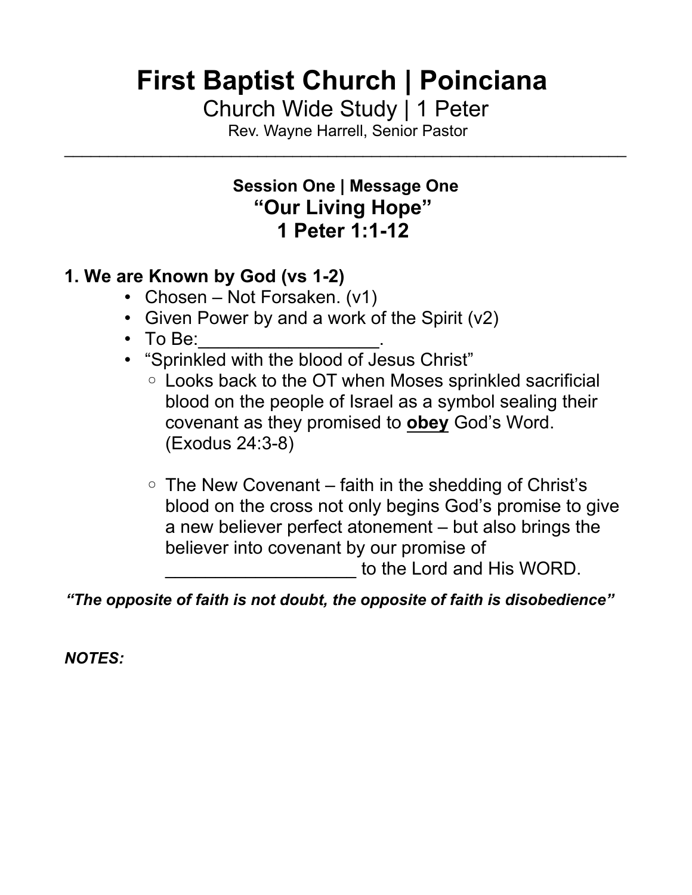# First Baptist Church | Poinciana

Church Wide Study | 1 Peter

Rev. Wayne Harrell, Senior Pastor

---

### Session One | Message One

## "Our Living Hope"

## 1 Peter 1:1-12

### 1. We are Known by God (vs 1-2)

- Chosen – Not Forsaken. (v1)
- Given Power by and a work of the Spirit (v2)
- To Be:__________________.
- "Sprinkled with the blood of Jesus Christ"
  - Looks back to the OT when Moses sprinkled sacrificial blood on the people of Israel as a symbol sealing their covenant as they promised to **<u>obey</u>** God's Word. (Exodus 24:3-8)
  - The New Covenant – faith in the shedding of Christ's blood on the cross not only begins God's promise to give a new believer perfect atonement – but also brings the believer into covenant by our promise of ___________________ to the Lord and His WORD.

***"The opposite of faith is not doubt, the opposite of faith is disobedience"***

***NOTES:***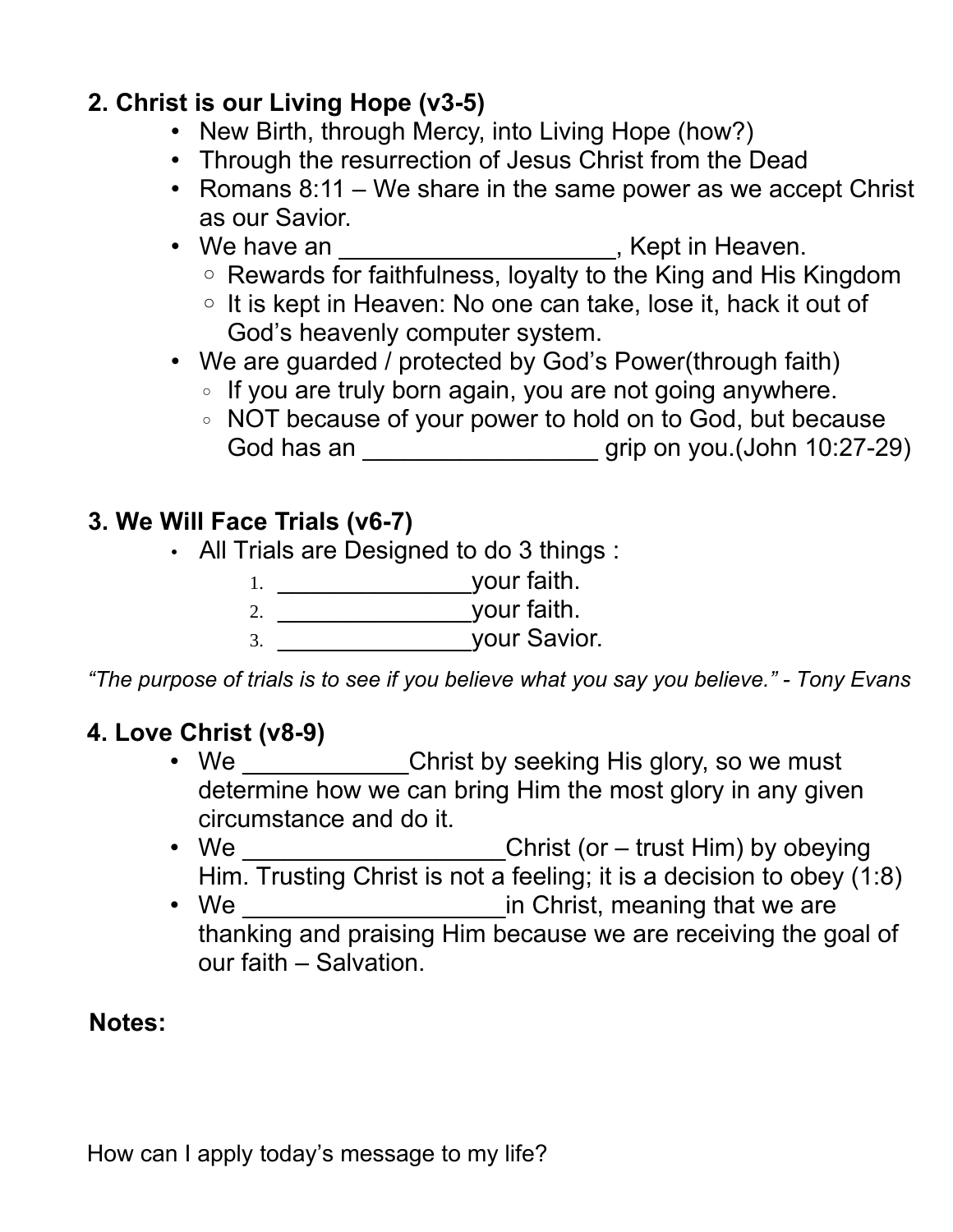## 2. Christ is our Living Hope (v3-5)

- New Birth, through Mercy, into Living Hope (how?)
- Through the resurrection of Jesus Christ from the Dead
- Romans 8:11 – We share in the same power as we accept Christ as our Savior.
- We have an ____________________, Kept in Heaven.
  - Rewards for faithfulness, loyalty to the King and His Kingdom
  - It is kept in Heaven: No one can take, lose it, hack it out of God's heavenly computer system.
- We are guarded / protected by God's Power(through faith)
  - If you are truly born again, you are not going anywhere.
  - NOT because of your power to hold on to God, but because God has an __________________ grip on you.(John 10:27-29)

## 3. We Will Face Trials (v6-7)

- All Trials are Designed to do 3 things :
  1. _______________your faith.
  2. _______________your faith.
  3. _______________your Savior.

*"The purpose of trials is to see if you believe what you say you believe." - Tony Evans*

## 4. Love Christ (v8-9)

- We ____________Christ by seeking His glory, so we must determine how we can bring Him the most glory in any given circumstance and do it.
- We ___________________Christ (or – trust Him) by obeying Him. Trusting Christ is not a feeling; it is a decision to obey (1:8)
- We ___________________in Christ, meaning that we are thanking and praising Him because we are receiving the goal of our faith – Salvation.

**Notes:**

How can I apply today's message to my life?